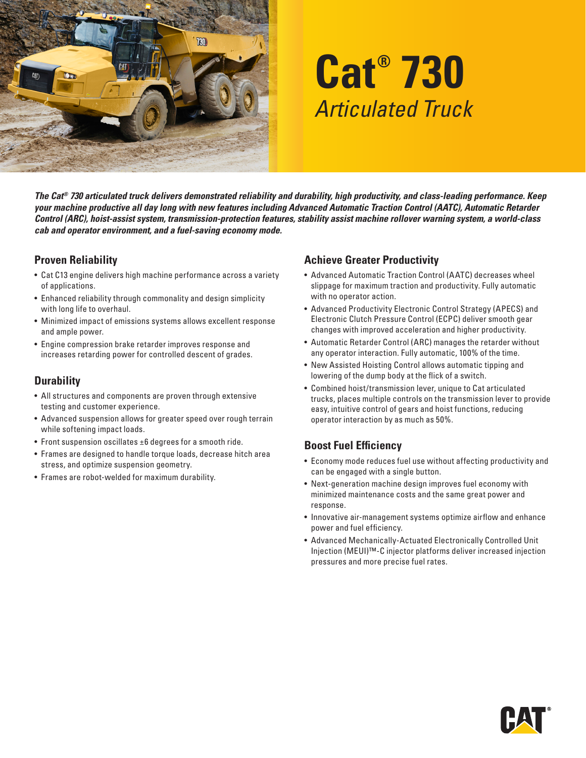# Cat® 730

## *Articulated Truck*

***The Cat® 730 articulated truck delivers demonstrated reliability and durability, high productivity, and class-leading performance. Keep your machine productive all day long with new features including Advanced Automatic Traction Control (AATC), Automatic Retarder Control (ARC), hoist-assist system, transmission-protection features, stability assist machine rollover warning system, a world-class cab and operator environment, and a fuel-saving economy mode.***

### Proven Reliability

- Cat C13 engine delivers high machine performance across a variety of applications.
- Enhanced reliability through commonality and design simplicity with long life to overhaul.
- Minimized impact of emissions systems allows excellent response and ample power.
- Engine compression brake retarder improves response and increases retarding power for controlled descent of grades.

### Durability

- All structures and components are proven through extensive testing and customer experience.
- Advanced suspension allows for greater speed over rough terrain while softening impact loads.
- Front suspension oscillates ±6 degrees for a smooth ride.
- Frames are designed to handle torque loads, decrease hitch area stress, and optimize suspension geometry.
- Frames are robot-welded for maximum durability.

### Achieve Greater Productivity

- Advanced Automatic Traction Control (AATC) decreases wheel slippage for maximum traction and productivity. Fully automatic with no operator action.
- Advanced Productivity Electronic Control Strategy (APECS) and Electronic Clutch Pressure Control (ECPC) deliver smooth gear changes with improved acceleration and higher productivity.
- Automatic Retarder Control (ARC) manages the retarder without any operator interaction. Fully automatic, 100% of the time.
- New Assisted Hoisting Control allows automatic tipping and lowering of the dump body at the flick of a switch.
- Combined hoist/transmission lever, unique to Cat articulated trucks, places multiple controls on the transmission lever to provide easy, intuitive control of gears and hoist functions, reducing operator interaction by as much as 50%.

### Boost Fuel Efficiency

- Economy mode reduces fuel use without affecting productivity and can be engaged with a single button.
- Next-generation machine design improves fuel economy with minimized maintenance costs and the same great power and response.
- Innovative air-management systems optimize airflow and enhance power and fuel efficiency.
- Advanced Mechanically-Actuated Electronically Controlled Unit Injection (MEUI)™-C injector platforms deliver increased injection pressures and more precise fuel rates.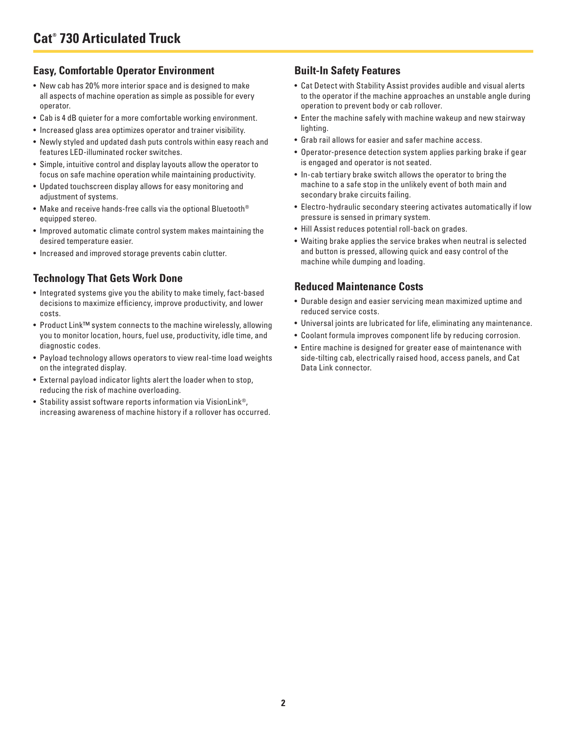# Cat® 730 Articulated Truck

## Easy, Comfortable Operator Environment

- New cab has 20% more interior space and is designed to make all aspects of machine operation as simple as possible for every operator.
- Cab is 4 dB quieter for a more comfortable working environment.
- Increased glass area optimizes operator and trainer visibility.
- Newly styled and updated dash puts controls within easy reach and features LED-illuminated rocker switches.
- Simple, intuitive control and display layouts allow the operator to focus on safe machine operation while maintaining productivity.
- Updated touchscreen display allows for easy monitoring and adjustment of systems.
- Make and receive hands-free calls via the optional Bluetooth® equipped stereo.
- Improved automatic climate control system makes maintaining the desired temperature easier.
- Increased and improved storage prevents cabin clutter.

## Technology That Gets Work Done

- Integrated systems give you the ability to make timely, fact-based decisions to maximize efficiency, improve productivity, and lower costs.
- Product Link™ system connects to the machine wirelessly, allowing you to monitor location, hours, fuel use, productivity, idle time, and diagnostic codes.
- Payload technology allows operators to view real-time load weights on the integrated display.
- External payload indicator lights alert the loader when to stop, reducing the risk of machine overloading.
- Stability assist software reports information via VisionLink®, increasing awareness of machine history if a rollover has occurred.

## Built-In Safety Features

- Cat Detect with Stability Assist provides audible and visual alerts to the operator if the machine approaches an unstable angle during operation to prevent body or cab rollover.
- Enter the machine safely with machine wakeup and new stairway lighting.
- Grab rail allows for easier and safer machine access.
- Operator-presence detection system applies parking brake if gear is engaged and operator is not seated.
- In-cab tertiary brake switch allows the operator to bring the machine to a safe stop in the unlikely event of both main and secondary brake circuits failing.
- Electro-hydraulic secondary steering activates automatically if low pressure is sensed in primary system.
- Hill Assist reduces potential roll-back on grades.
- Waiting brake applies the service brakes when neutral is selected and button is pressed, allowing quick and easy control of the machine while dumping and loading.

## Reduced Maintenance Costs

- Durable design and easier servicing mean maximized uptime and reduced service costs.
- Universal joints are lubricated for life, eliminating any maintenance.
- Coolant formula improves component life by reducing corrosion.
- Entire machine is designed for greater ease of maintenance with side-tilting cab, electrically raised hood, access panels, and Cat Data Link connector.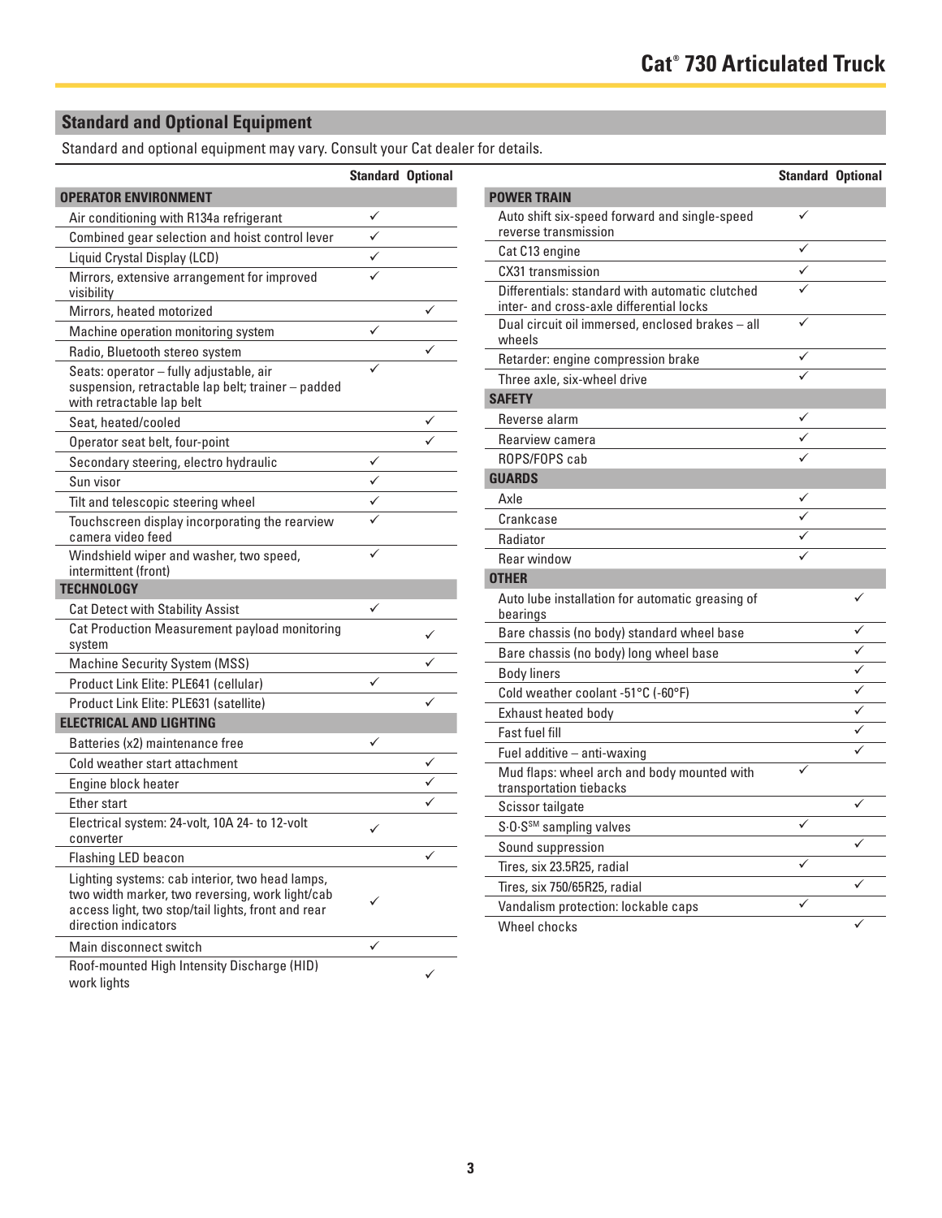## Standard and Optional Equipment

Standard and optional equipment may vary. Consult your Cat dealer for details.

| | Standard | Optional |
|---|---|---|
| **OPERATOR ENVIRONMENT** | | |
| Air conditioning with R134a refrigerant | ✓ | |
| Combined gear selection and hoist control lever | ✓ | |
| Liquid Crystal Display (LCD) | ✓ | |
| Mirrors, extensive arrangement for improved visibility | ✓ | |
| Mirrors, heated motorized | | ✓ |
| Machine operation monitoring system | ✓ | |
| Radio, Bluetooth stereo system | | ✓ |
| Seats: operator – fully adjustable, air suspension, retractable lap belt; trainer – padded with retractable lap belt | ✓ | |
| Seat, heated/cooled | | ✓ |
| Operator seat belt, four-point | | ✓ |
| Secondary steering, electro hydraulic | ✓ | |
| Sun visor | ✓ | |
| Tilt and telescopic steering wheel | ✓ | |
| Touchscreen display incorporating the rearview camera video feed | ✓ | |
| Windshield wiper and washer, two speed, intermittent (front) | ✓ | |
| **TECHNOLOGY** | | |
| Cat Detect with Stability Assist | ✓ | |
| Cat Production Measurement payload monitoring system | | ✓ |
| Machine Security System (MSS) | | ✓ |
| Product Link Elite: PLE641 (cellular) | ✓ | |
| Product Link Elite: PLE631 (satellite) | | ✓ |
| **ELECTRICAL AND LIGHTING** | | |
| Batteries (x2) maintenance free | ✓ | |
| Cold weather start attachment | | ✓ |
| Engine block heater | | ✓ |
| Ether start | | ✓ |
| Electrical system: 24-volt, 10A 24- to 12-volt converter | ✓ | |
| Flashing LED beacon | | ✓ |
| Lighting systems: cab interior, two head lamps, two width marker, two reversing, work light/cab access light, two stop/tail lights, front and rear direction indicators | ✓ | |
| Main disconnect switch | ✓ | |
| Roof-mounted High Intensity Discharge (HID) work lights | | ✓ |

| | Standard | Optional |
|---|---|---|
| **POWER TRAIN** | | |
| Auto shift six-speed forward and single-speed reverse transmission | ✓ | |
| Cat C13 engine | ✓ | |
| CX31 transmission | ✓ | |
| Differentials: standard with automatic clutched inter- and cross-axle differential locks | ✓ | |
| Dual circuit oil immersed, enclosed brakes – all wheels | ✓ | |
| Retarder: engine compression brake | ✓ | |
| Three axle, six-wheel drive | ✓ | |
| **SAFETY** | | |
| Reverse alarm | ✓ | |
| Rearview camera | ✓ | |
| ROPS/FOPS cab | ✓ | |
| **GUARDS** | | |
| Axle | ✓ | |
| Crankcase | ✓ | |
| Radiator | ✓ | |
| Rear window | ✓ | |
| **OTHER** | | |
| Auto lube installation for automatic greasing of bearings | | ✓ |
| Bare chassis (no body) standard wheel base | | ✓ |
| Bare chassis (no body) long wheel base | | ✓ |
| Body liners | | ✓ |
| Cold weather coolant -51°C (-60°F) | | ✓ |
| Exhaust heated body | | ✓ |
| Fast fuel fill | | ✓ |
| Fuel additive – anti-waxing | | ✓ |
| Mud flaps: wheel arch and body mounted with transportation tiebacks | ✓ | |
| Scissor tailgate | | ✓ |
| S·O·S℠ sampling valves | ✓ | |
| Sound suppression | | ✓ |
| Tires, six 23.5R25, radial | ✓ | |
| Tires, six 750/65R25, radial | | ✓ |
| Vandalism protection: lockable caps | ✓ | |
| Wheel chocks | | ✓ |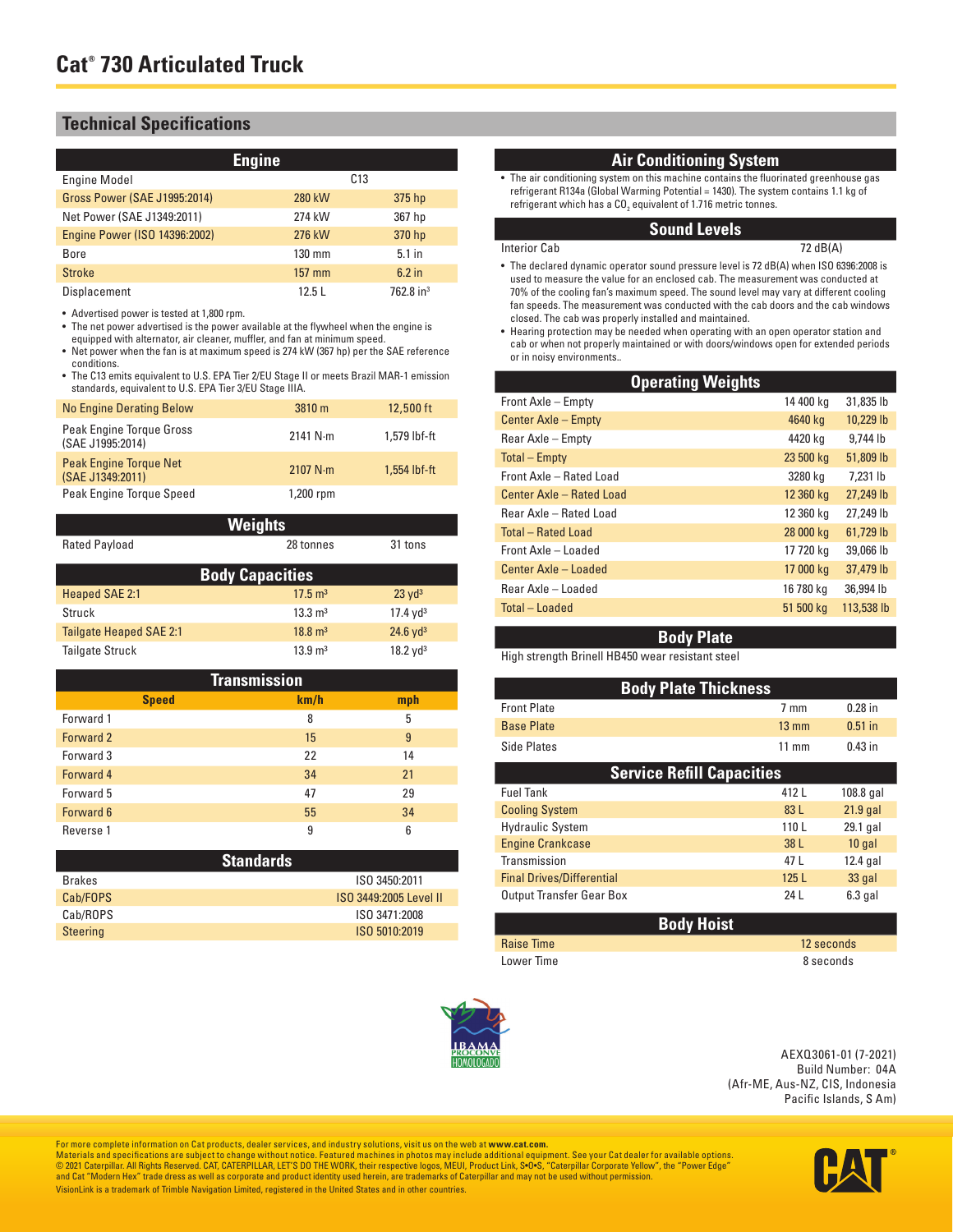# Cat® 730 Articulated Truck

## Technical Specifications

### Engine

| | | |
|---|---|---|
| Engine Model | C13 | |
| Gross Power (SAE J1995:2014) | 280 kW | 375 hp |
| Net Power (SAE J1349:2011) | 274 kW | 367 hp |
| Engine Power (ISO 14396:2002) | 276 kW | 370 hp |
| Bore | 130 mm | 5.1 in |
| Stroke | 157 mm | 6.2 in |
| Displacement | 12.5 L | 762.8 in³ |

- Advertised power is tested at 1,800 rpm.
- The net power advertised is the power available at the flywheel when the engine is equipped with alternator, air cleaner, muffler, and fan at minimum speed.
- Net power when the fan is at maximum speed is 274 kW (367 hp) per the SAE reference conditions.
- The C13 emits equivalent to U.S. EPA Tier 2/EU Stage II or meets Brazil MAR-1 emission standards, equivalent to U.S. EPA Tier 3/EU Stage IIIA.

| | | |
|---|---|---|
| No Engine Derating Below | 3810 m | 12,500 ft |
| Peak Engine Torque Gross (SAE J1995:2014) | 2141 N·m | 1,579 lbf-ft |
| Peak Engine Torque Net (SAE J1349:2011) | 2107 N·m | 1,554 lbf-ft |
| Peak Engine Torque Speed | 1,200 rpm | |

### Weights

| | | |
|---|---|---|
| Rated Payload | 28 tonnes | 31 tons |

### Body Capacities

| | | |
|---|---|---|
| Heaped SAE 2:1 | 17.5 m³ | 23 yd³ |
| Struck | 13.3 m³ | 17.4 yd³ |
| Tailgate Heaped SAE 2:1 | 18.8 m³ | 24.6 yd³ |
| Tailgate Struck | 13.9 m³ | 18.2 yd³ |

### Transmission

| Speed | km/h | mph |
|---|---|---|
| Forward 1 | 8 | 5 |
| Forward 2 | 15 | 9 |
| Forward 3 | 22 | 14 |
| Forward 4 | 34 | 21 |
| Forward 5 | 47 | 29 |
| Forward 6 | 55 | 34 |
| Reverse 1 | 9 | 6 |

### Standards

| | |
|---|---|
| Brakes | ISO 3450:2011 |
| Cab/FOPS | ISO 3449:2005 Level II |
| Cab/ROPS | ISO 3471:2008 |
| Steering | ISO 5010:2019 |

### Air Conditioning System

- The air conditioning system on this machine contains the fluorinated greenhouse gas refrigerant R134a (Global Warming Potential = 1430). The system contains 1.1 kg of refrigerant which has a $CO_2$ equivalent of 1.716 metric tonnes.

### Sound Levels

| | |
|---|---|
| Interior Cab | 72 dB(A) |

- The declared dynamic operator sound pressure level is 72 dB(A) when ISO 6396:2008 is used to measure the value for an enclosed cab. The measurement was conducted at 70% of the cooling fan's maximum speed. The sound level may vary at different cooling fan speeds. The measurement was conducted with the cab doors and the cab windows closed. The cab was properly installed and maintained.
- Hearing protection may be needed when operating with an open operator station and cab or when not properly maintained or with doors/windows open for extended periods or in noisy environments..

### Operating Weights

| | | |
|---|---|---|
| Front Axle – Empty | 14 400 kg | 31,835 lb |
| Center Axle – Empty | 4640 kg | 10,229 lb |
| Rear Axle – Empty | 4420 kg | 9,744 lb |
| Total – Empty | 23 500 kg | 51,809 lb |
| Front Axle – Rated Load | 3280 kg | 7,231 lb |
| Center Axle – Rated Load | 12 360 kg | 27,249 lb |
| Rear Axle – Rated Load | 12 360 kg | 27,249 lb |
| Total – Rated Load | 28 000 kg | 61,729 lb |
| Front Axle – Loaded | 17 720 kg | 39,066 lb |
| Center Axle – Loaded | 17 000 kg | 37,479 lb |
| Rear Axle – Loaded | 16 780 kg | 36,994 lb |
| Total – Loaded | 51 500 kg | 113,538 lb |

### Body Plate

High strength Brinell HB450 wear resistant steel

### Body Plate Thickness

| | | |
|---|---|---|
| Front Plate | 7 mm | 0.28 in |
| Base Plate | 13 mm | 0.51 in |
| Side Plates | 11 mm | 0.43 in |

### Service Refill Capacities

| | | |
|---|---|---|
| Fuel Tank | 412 L | 108.8 gal |
| Cooling System | 83 L | 21.9 gal |
| Hydraulic System | 110 L | 29.1 gal |
| Engine Crankcase | 38 L | 10 gal |
| Transmission | 47 L | 12.4 gal |
| Final Drives/Differential | 125 L | 33 gal |
| Output Transfer Gear Box | 24 L | 6.3 gal |

### Body Hoist

| | |
|---|---|
| Raise Time | 12 seconds |
| Lower Time | 8 seconds |

AEXQ3061-01 (7-2021)
Build Number: 04A
(Afr-ME, Aus-NZ, CIS, Indonesia
Pacific Islands, S Am)

For more complete information on Cat products, dealer services, and industry solutions, visit us on the web at **www.cat.com**.
Materials and specifications are subject to change without notice. Featured machines in photos may include additional equipment. See your Cat dealer for available options.
© 2021 Caterpillar. All Rights Reserved. CAT, CATERPILLAR, LET'S DO THE WORK, their respective logos, MEUI, Product Link, S•O•S, "Caterpillar Corporate Yellow", the "Power Edge" and Cat "Modern Hex" trade dress as well as corporate and product identity used herein, are trademarks of Caterpillar and may not be used without permission.
VisionLink is a trademark of Trimble Navigation Limited, registered in the United States and in other countries.